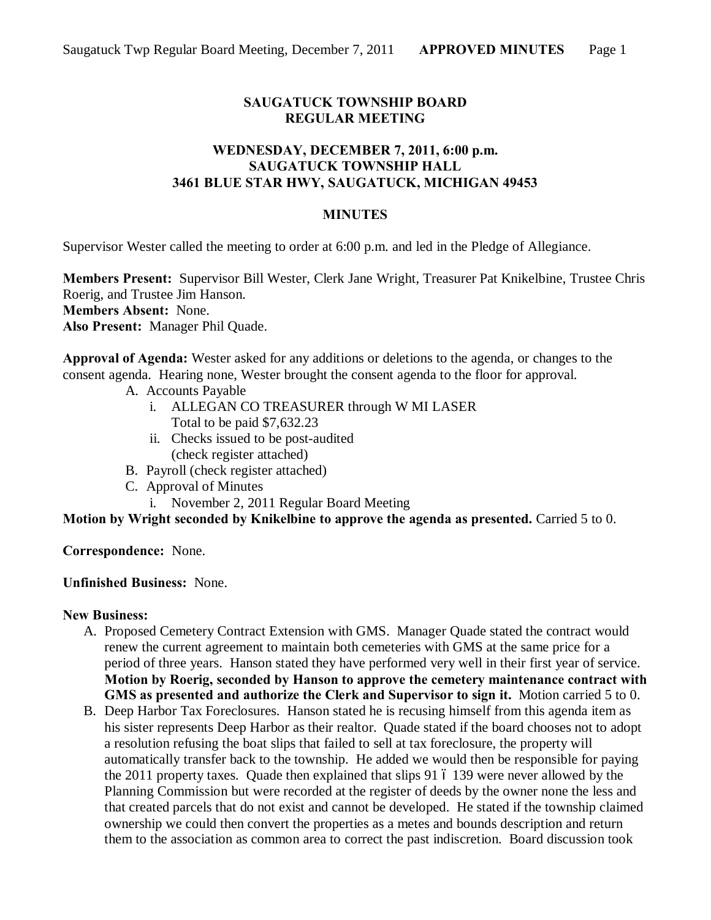**SAUGATUCK TOWNSHIP BOARD**
**REGULAR MEETING**

**WEDNESDAY, DECEMBER 7, 2011, 6:00 p.m.**
**SAUGATUCK TOWNSHIP HALL**
**3461 BLUE STAR HWY, SAUGATUCK, MICHIGAN 49453**

**MINUTES**

Supervisor Wester called the meeting to order at 6:00 p.m. and led in the Pledge of Allegiance.

**Members Present:** Supervisor Bill Wester, Clerk Jane Wright, Treasurer Pat Knikelbine, Trustee Chris Roerig, and Trustee Jim Hanson.
**Members Absent:** None.
**Also Present:** Manager Phil Quade.

**Approval of Agenda:** Wester asked for any additions or deletions to the agenda, or changes to the consent agenda. Hearing none, Wester brought the consent agenda to the floor for approval.

A. Accounts Payable
   i. ALLEGAN CO TREASURER through W MI LASER
      Total to be paid $7,632.23
   ii. Checks issued to be post-audited
      (check register attached)
B. Payroll (check register attached)
C. Approval of Minutes
   i. November 2, 2011 Regular Board Meeting

**Motion by Wright seconded by Knikelbine to approve the agenda as presented.** Carried 5 to 0.

**Correspondence:** None.

**Unfinished Business:** None.

**New Business:**

A. Proposed Cemetery Contract Extension with GMS. Manager Quade stated the contract would renew the current agreement to maintain both cemeteries with GMS at the same price for a period of three years. Hanson stated they have performed very well in their first year of service. **Motion by Roerig, seconded by Hanson to approve the cemetery maintenance contract with GMS as presented and authorize the Clerk and Supervisor to sign it.** Motion carried 5 to 0.
B. Deep Harbor Tax Foreclosures. Hanson stated he is recusing himself from this agenda item as his sister represents Deep Harbor as their realtor. Quade stated if the board chooses not to adopt a resolution refusing the boat slips that failed to sell at tax foreclosure, the property will automatically transfer back to the township. He added we would then be responsible for paying the 2011 property taxes. Quade then explained that slips 91 – 139 were never allowed by the Planning Commission but were recorded at the register of deeds by the owner none the less and that created parcels that do not exist and cannot be developed. He stated if the township claimed ownership we could then convert the properties as a metes and bounds description and return them to the association as common area to correct the past indiscretion. Board discussion took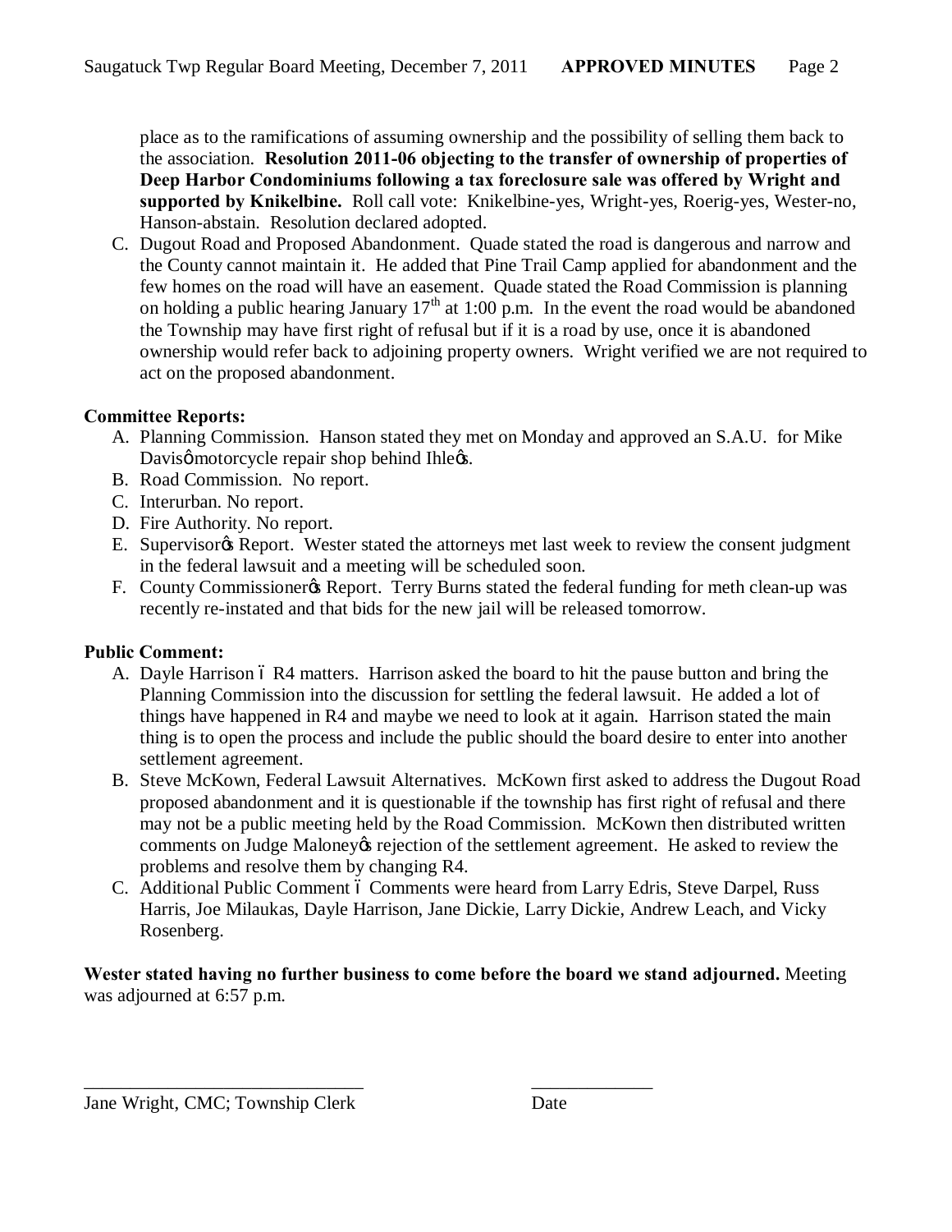place as to the ramifications of assuming ownership and the possibility of selling them back to the association. **Resolution 2011-06 objecting to the transfer of ownership of properties of Deep Harbor Condominiums following a tax foreclosure sale was offered by Wright and supported by Knikelbine.** Roll call vote: Knikelbine-yes, Wright-yes, Roerig-yes, Wester-no, Hanson-abstain. Resolution declared adopted.

C. Dugout Road and Proposed Abandonment. Quade stated the road is dangerous and narrow and the County cannot maintain it. He added that Pine Trail Camp applied for abandonment and the few homes on the road will have an easement. Quade stated the Road Commission is planning on holding a public hearing January 17th at 1:00 p.m. In the event the road would be abandoned the Township may have first right of refusal but if it is a road by use, once it is abandoned ownership would refer back to adjoining property owners. Wright verified we are not required to act on the proposed abandonment.

**Committee Reports:**

A. Planning Commission. Hanson stated they met on Monday and approved an S.A.U. for Mike Davis' motorcycle repair shop behind Ihle's.
B. Road Commission. No report.
C. Interurban. No report.
D. Fire Authority. No report.
E. Supervisor's Report. Wester stated the attorneys met last week to review the consent judgment in the federal lawsuit and a meeting will be scheduled soon.
F. County Commissioner's Report. Terry Burns stated the federal funding for meth clean-up was recently re-instated and that bids for the new jail will be released tomorrow.

**Public Comment:**

A. Dayle Harrison – R4 matters. Harrison asked the board to hit the pause button and bring the Planning Commission into the discussion for settling the federal lawsuit. He added a lot of things have happened in R4 and maybe we need to look at it again. Harrison stated the main thing is to open the process and include the public should the board desire to enter into another settlement agreement.
B. Steve McKown, Federal Lawsuit Alternatives. McKown first asked to address the Dugout Road proposed abandonment and it is questionable if the township has first right of refusal and there may not be a public meeting held by the Road Commission. McKown then distributed written comments on Judge Maloney's rejection of the settlement agreement. He asked to review the problems and resolve them by changing R4.
C. Additional Public Comment – Comments were heard from Larry Edris, Steve Darpel, Russ Harris, Joe Milaukas, Dayle Harrison, Jane Dickie, Larry Dickie, Andrew Leach, and Vicky Rosenberg.

**Wester stated having no further business to come before the board we stand adjourned.** Meeting was adjourned at 6:57 p.m.

_______________________________ _____________

Jane Wright, CMC; Township Clerk Date